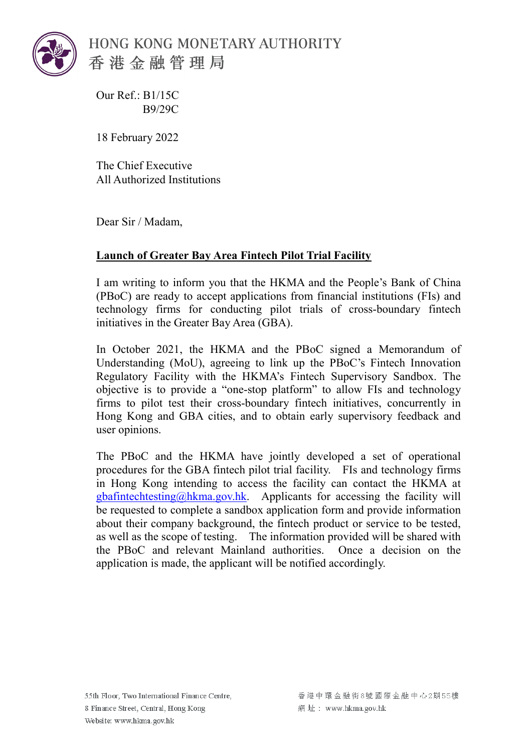HONG KONG MONETARY AUTHORITY
香港金融管理局

Our Ref.: B1/15C
B9/29C

18 February 2022

The Chief Executive
All Authorized Institutions

Dear Sir / Madam,

**Launch of Greater Bay Area Fintech Pilot Trial Facility**

I am writing to inform you that the HKMA and the People's Bank of China (PBoC) are ready to accept applications from financial institutions (FIs) and technology firms for conducting pilot trials of cross-boundary fintech initiatives in the Greater Bay Area (GBA).

In October 2021, the HKMA and the PBoC signed a Memorandum of Understanding (MoU), agreeing to link up the PBoC's Fintech Innovation Regulatory Facility with the HKMA's Fintech Supervisory Sandbox. The objective is to provide a "one-stop platform" to allow FIs and technology firms to pilot test their cross-boundary fintech initiatives, concurrently in Hong Kong and GBA cities, and to obtain early supervisory feedback and user opinions.

The PBoC and the HKMA have jointly developed a set of operational procedures for the GBA fintech pilot trial facility. FIs and technology firms in Hong Kong intending to access the facility can contact the HKMA at gbafintechtesting@hkma.gov.hk. Applicants for accessing the facility will be requested to complete a sandbox application form and provide information about their company background, the fintech product or service to be tested, as well as the scope of testing. The information provided will be shared with the PBoC and relevant Mainland authorities. Once a decision on the application is made, the applicant will be notified accordingly.

55th Floor, Two International Finance Centre,
8 Finance Street, Central, Hong Kong
Website: www.hkma.gov.hk

香港中環金融街8號國際金融中心2期55樓
網址：www.hkma.gov.hk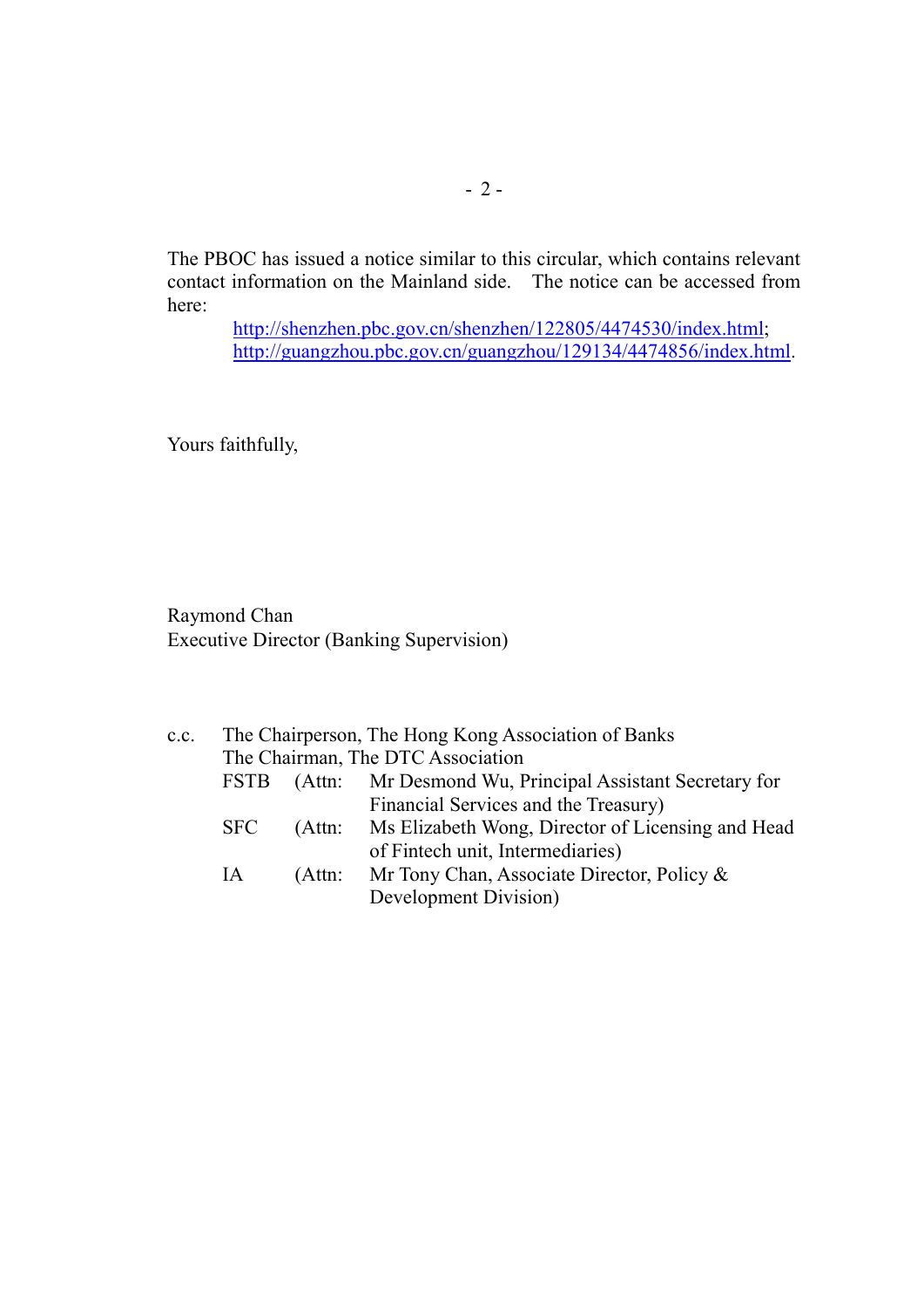The PBOC has issued a notice similar to this circular, which contains relevant contact information on the Mainland side. The notice can be accessed from here:

http://shenzhen.pbc.gov.cn/shenzhen/122805/4474530/index.html;
http://guangzhou.pbc.gov.cn/guangzhou/129134/4474856/index.html.

Yours faithfully,

Raymond Chan
Executive Director (Banking Supervision)

c.c. The Chairperson, The Hong Kong Association of Banks
The Chairman, The DTC Association
FSTB (Attn: Mr Desmond Wu, Principal Assistant Secretary for Financial Services and the Treasury)
SFC (Attn: Ms Elizabeth Wong, Director of Licensing and Head of Fintech unit, Intermediaries)
IA (Attn: Mr Tony Chan, Associate Director, Policy & Development Division)